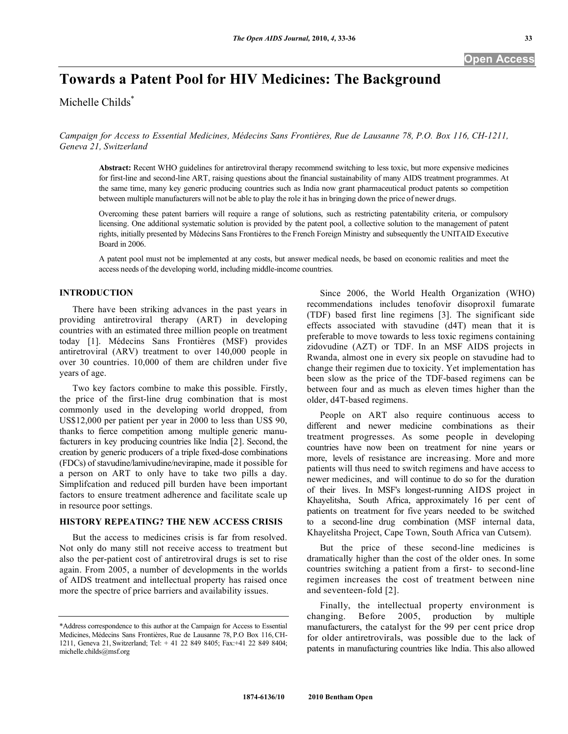# Towards a Patent Pool for HIV Medicines: The Background

Michelle Childs*

*Campaign for Access to Essential Medicines, Médecins Sans Frontières, Rue de Lausanne 78, P.O. Box 116, CH-1211, Geneva 21, Switzerland*

**Abstract:** Recent WHO guidelines for antiretroviral therapy recommend switching to less toxic, but more expensive medicines for first-line and second-line ART, raising questions about the financial sustainability of many AIDS treatment programmes. At the same time, many key generic producing countries such as India now grant pharmaceutical product patents so competition between multiple manufacturers will not be able to play the role it has in bringing down the price of newer drugs.

Overcoming these patent barriers will require a range of solutions, such as restricting patentability criteria, or compulsory licensing. One additional systematic solution is provided by the patent pool, a collective solution to the management of patent rights, initially presented by Médecins Sans Frontières to the French Foreign Ministry and subsequently the UNITAID Executive Board in 2006.

A patent pool must not be implemented at any costs, but answer medical needs, be based on economic realities and meet the access needs of the developing world, including middle-income countries.

## INTRODUCTION

There have been striking advances in the past years in providing antiretroviral therapy (ART) in developing countries with an estimated three million people on treatment today [1]. Médecins Sans Frontières (MSF) provides antiretroviral (ARV) treatment to over 140,000 people in over 30 countries. 10,000 of them are children under five years of age.

Two key factors combine to make this possible. Firstly, the price of the first-line drug combination that is most commonly used in the developing world dropped, from US$12,000 per patient per year in 2000 to less than US$ 90, thanks to fierce competition among multiple generic manufacturers in key producing countries like India [2]. Second, the creation by generic producers of a triple fixed-dose combinations (FDCs) of stavudine/lamivudine/nevirapine, made it possible for a person on ART to only have to take two pills a day. Simplifcation and reduced pill burden have been important factors to ensure treatment adherence and facilitate scale up in resource poor settings.

## HISTORY REPEATING? THE NEW ACCESS CRISIS

But the access to medicines crisis is far from resolved. Not only do many still not receive access to treatment but also the per-patient cost of antiretroviral drugs is set to rise again. From 2005, a number of developments in the worlds of AIDS treatment and intellectual property has raised once more the spectre of price barriers and availability issues.

Since 2006, the World Health Organization (WHO) recommendations includes tenofovir disoproxil fumarate (TDF) based first line regimens [3]. The significant side effects associated with stavudine (d4T) mean that it is preferable to move towards to less toxic regimens containing zidovudine (AZT) or TDF. In an MSF AIDS projects in Rwanda, almost one in every six people on stavudine had to change their regimen due to toxicity. Yet implementation has been slow as the price of the TDF-based regimens can be between four and as much as eleven times higher than the older, d4T-based regimens.

People on ART also require continuous access to different and newer medicine combinations as their treatment progresses. As some people in developing countries have now been on treatment for nine years or more, levels of resistance are increasing. More and more patients will thus need to switch regimens and have access to newer medicines, and will continue to do so for the duration of their lives. In MSF's longest-running AIDS project in Khayelitsha, South Africa, approximately 16 per cent of patients on treatment for five years needed to be switched to a second-line drug combination (MSF internal data, Khayelitsha Project, Cape Town, South Africa van Cutsem).

But the price of these second-line medicines is dramatically higher than the cost of the older ones. In some countries switching a patient from a first- to second-line regimen increases the cost of treatment between nine and seventeen-fold [2].

Finally, the intellectual property environment is changing. Before 2005, production by multiple manufacturers, the catalyst for the 99 per cent price drop for older antiretrovirals, was possible due to the lack of patents in manufacturing countries like India. This also allowed

*Address correspondence to this author at the Campaign for Access to Essential Medicines, Médecins Sans Frontières, Rue de Lausanne 78, P.O Box 116, CH-1211, Geneva 21, Switzerland; Tel: + 41 22 849 8405; Fax:+41 22 849 8404; michelle.childs@msf.org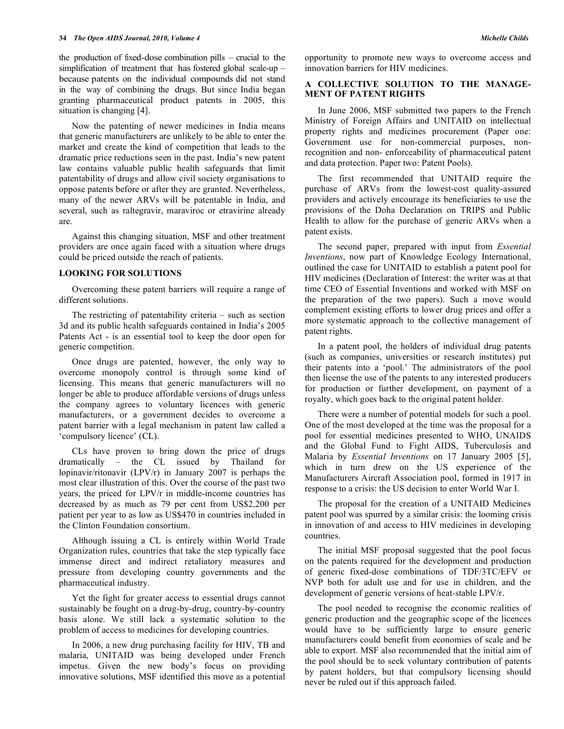the production of fixed-dose combination pills – crucial to the simplification of treatment that has fostered global scale-up – because patents on the individual compounds did not stand in the way of combining the drugs. But since India began granting pharmaceutical product patents in 2005, this situation is changing [4].

Now the patenting of newer medicines in India means that generic manufacturers are unlikely to be able to enter the market and create the kind of competition that leads to the dramatic price reductions seen in the past. India's new patent law contains valuable public health safeguards that limit patentability of drugs and allow civil society organisations to oppose patents before or after they are granted. Nevertheless, many of the newer ARVs will be patentable in India, and several, such as raltegravir, maraviroc or etravirine already are.

Against this changing situation, MSF and other treatment providers are once again faced with a situation where drugs could be priced outside the reach of patients.

## LOOKING FOR SOLUTIONS

Overcoming these patent barriers will require a range of different solutions.

The restricting of patentability criteria – such as section 3d and its public health safeguards contained in India's 2005 Patents Act - is an essential tool to keep the door open for generic competition.

Once drugs are patented, however, the only way to overcome monopoly control is through some kind of licensing. This means that generic manufacturers will no longer be able to produce affordable versions of drugs unless the company agrees to voluntary licences with generic manufacturers, or a government decides to overcome a patent barrier with a legal mechanism in patent law called a 'compulsory licence' (CL).

CLs have proven to bring down the price of drugs dramatically – the CL issued by Thailand for lopinavir/ritonavir (LPV/r) in January 2007 is perhaps the most clear illustration of this. Over the course of the past two years, the priced for LPV/r in middle-income countries has decreased by as much as 79 per cent from US$2,200 per patient per year to as low as US$470 in countries included in the Clinton Foundation consortium.

Although issuing a CL is entirely within World Trade Organization rules, countries that take the step typically face immense direct and indirect retaliatory measures and pressure from developing country governments and the pharmaceutical industry.

Yet the fight for greater access to essential drugs cannot sustainably be fought on a drug-by-drug, country-by-country basis alone. We still lack a systematic solution to the problem of access to medicines for developing countries.

In 2006, a new drug purchasing facility for HIV, TB and malaria, UNITAID was being developed under French impetus. Given the new body's focus on providing innovative solutions, MSF identified this move as a potential opportunity to promote new ways to overcome access and innovation barriers for HIV medicines.

## A COLLECTIVE SOLUTION TO THE MANAGEMENT OF PATENT RIGHTS

In June 2006, MSF submitted two papers to the French Ministry of Foreign Affairs and UNITAID on intellectual property rights and medicines procurement (Paper one: Government use for non-commercial purposes, non-recognition and non- enforceability of pharmaceutical patent and data protection. Paper two: Patent Pools).

The first recommended that UNITAID require the purchase of ARVs from the lowest-cost quality-assured providers and actively encourage its beneficiaries to use the provisions of the Doha Declaration on TRIPS and Public Health to allow for the purchase of generic ARVs when a patent exists.

The second paper, prepared with input from *Essential Inventions*, now part of Knowledge Ecology International, outlined the case for UNITAID to establish a patent pool for HIV medicines (Declaration of Interest: the writer was at that time CEO of Essential Inventions and worked with MSF on the preparation of the two papers). Such a move would complement existing efforts to lower drug prices and offer a more systematic approach to the collective management of patent rights.

In a patent pool, the holders of individual drug patents (such as companies, universities or research institutes) put their patents into a 'pool.' The administrators of the pool then license the use of the patents to any interested producers for production or further development, on payment of a royalty, which goes back to the original patent holder.

There were a number of potential models for such a pool. One of the most developed at the time was the proposal for a pool for essential medicines presented to WHO, UNAIDS and the Global Fund to Fight AIDS, Tuberculosis and Malaria by *Essential Inventions* on 17 January 2005 [5], which in turn drew on the US experience of the Manufacturers Aircraft Association pool, formed in 1917 in response to a crisis: the US decision to enter World War I.

The proposal for the creation of a UNITAID Medicines patent pool was spurred by a similar crisis: the looming crisis in innovation of and access to HIV medicines in developing countries.

The initial MSF proposal suggested that the pool focus on the patents required for the development and production of generic fixed-dose combinations of TDF/3TC/EFV or NVP both for adult use and for use in children, and the development of generic versions of heat-stable LPV/r.

The pool needed to recognise the economic realities of generic production and the geographic scope of the licences would have to be sufficiently large to ensure generic manufacturers could benefit from economies of scale and be able to export. MSF also recommended that the initial aim of the pool should be to seek voluntary contribution of patents by patent holders, but that compulsory licensing should never be ruled out if this approach failed.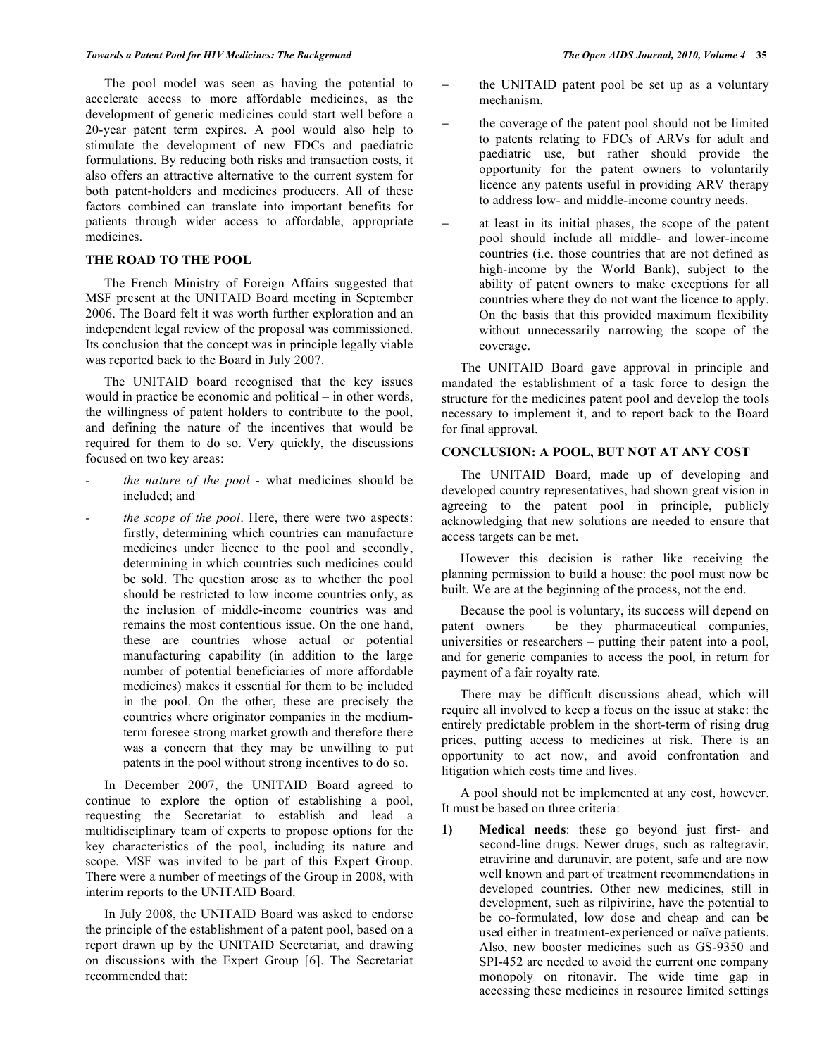The pool model was seen as having the potential to accelerate access to more affordable medicines, as the development of generic medicines could start well before a 20-year patent term expires. A pool would also help to stimulate the development of new FDCs and paediatric formulations. By reducing both risks and transaction costs, it also offers an attractive alternative to the current system for both patent-holders and medicines producers. All of these factors combined can translate into important benefits for patients through wider access to affordable, appropriate medicines.

## THE ROAD TO THE POOL

The French Ministry of Foreign Affairs suggested that MSF present at the UNITAID Board meeting in September 2006. The Board felt it was worth further exploration and an independent legal review of the proposal was commissioned. Its conclusion that the concept was in principle legally viable was reported back to the Board in July 2007.

The UNITAID board recognised that the key issues would in practice be economic and political – in other words, the willingness of patent holders to contribute to the pool, and defining the nature of the incentives that would be required for them to do so. Very quickly, the discussions focused on two key areas:

- *the nature of the pool* - what medicines should be included; and
- *the scope of the pool*. Here, there were two aspects: firstly, determining which countries can manufacture medicines under licence to the pool and secondly, determining in which countries such medicines could be sold. The question arose as to whether the pool should be restricted to low income countries only, as the inclusion of middle-income countries was and remains the most contentious issue. On the one hand, these are countries whose actual or potential manufacturing capability (in addition to the large number of potential beneficiaries of more affordable medicines) makes it essential for them to be included in the pool. On the other, these are precisely the countries where originator companies in the medium-term foresee strong market growth and therefore there was a concern that they may be unwilling to put patents in the pool without strong incentives to do so.

In December 2007, the UNITAID Board agreed to continue to explore the option of establishing a pool, requesting the Secretariat to establish and lead a multidisciplinary team of experts to propose options for the key characteristics of the pool, including its nature and scope. MSF was invited to be part of this Expert Group. There were a number of meetings of the Group in 2008, with interim reports to the UNITAID Board.

In July 2008, the UNITAID Board was asked to endorse the principle of the establishment of a patent pool, based on a report drawn up by the UNITAID Secretariat, and drawing on discussions with the Expert Group [6]. The Secretariat recommended that:

- the UNITAID patent pool be set up as a voluntary mechanism.
- the coverage of the patent pool should not be limited to patents relating to FDCs of ARVs for adult and paediatric use, but rather should provide the opportunity for the patent owners to voluntarily licence any patents useful in providing ARV therapy to address low- and middle-income country needs.
- at least in its initial phases, the scope of the patent pool should include all middle- and lower-income countries (i.e. those countries that are not defined as high-income by the World Bank), subject to the ability of patent owners to make exceptions for all countries where they do not want the licence to apply. On the basis that this provided maximum flexibility without unnecessarily narrowing the scope of the coverage.

The UNITAID Board gave approval in principle and mandated the establishment of a task force to design the structure for the medicines patent pool and develop the tools necessary to implement it, and to report back to the Board for final approval.

## CONCLUSION: A POOL, BUT NOT AT ANY COST

The UNITAID Board, made up of developing and developed country representatives, had shown great vision in agreeing to the patent pool in principle, publicly acknowledging that new solutions are needed to ensure that access targets can be met.

However this decision is rather like receiving the planning permission to build a house: the pool must now be built. We are at the beginning of the process, not the end.

Because the pool is voluntary, its success will depend on patent owners – be they pharmaceutical companies, universities or researchers – putting their patent into a pool, and for generic companies to access the pool, in return for payment of a fair royalty rate.

There may be difficult discussions ahead, which will require all involved to keep a focus on the issue at stake: the entirely predictable problem in the short-term of rising drug prices, putting access to medicines at risk. There is an opportunity to act now, and avoid confrontation and litigation which costs time and lives.

A pool should not be implemented at any cost, however. It must be based on three criteria:

1) **Medical needs**: these go beyond just first- and second-line drugs. Newer drugs, such as raltegravir, etravirine and darunavir, are potent, safe and are now well known and part of treatment recommendations in developed countries. Other new medicines, still in development, such as rilpivirine, have the potential to be co-formulated, low dose and cheap and can be used either in treatment-experienced or naïve patients. Also, new booster medicines such as GS-9350 and SPI-452 are needed to avoid the current one company monopoly on ritonavir. The wide time gap in accessing these medicines in resource limited settings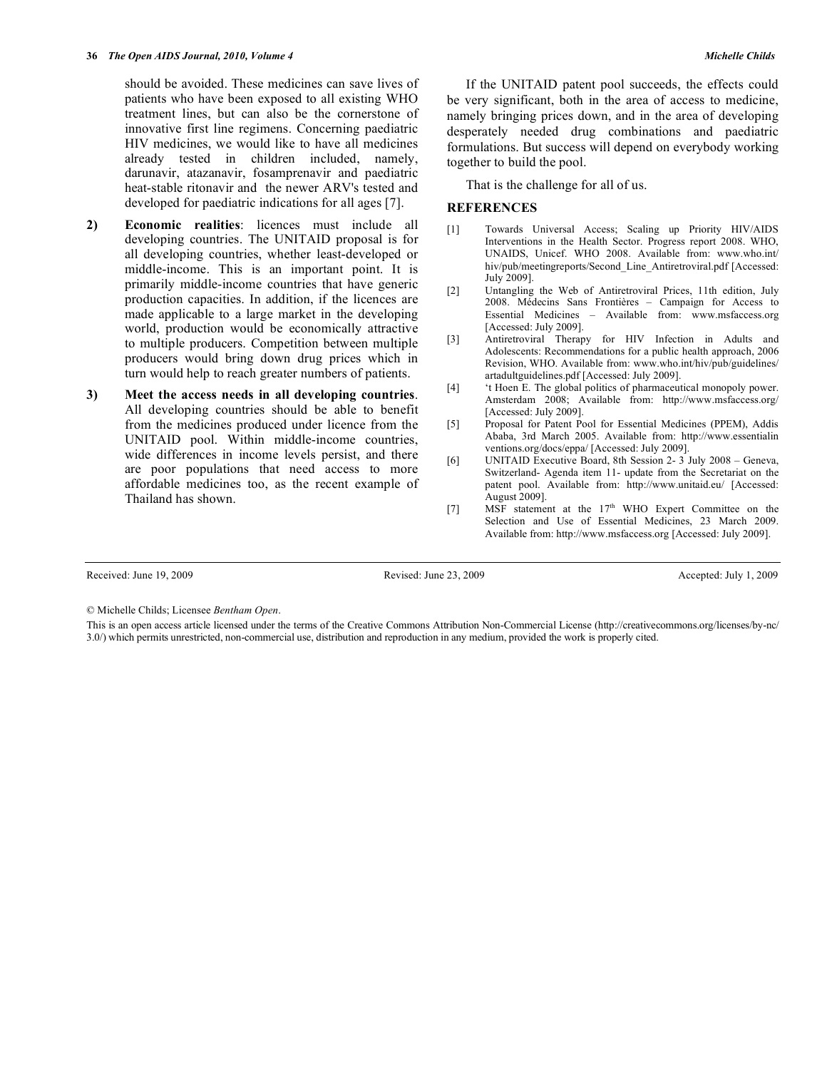should be avoided. These medicines can save lives of patients who have been exposed to all existing WHO treatment lines, but can also be the cornerstone of innovative first line regimens. Concerning paediatric HIV medicines, we would like to have all medicines already tested in children included, namely, darunavir, atazanavir, fosamprenavir and paediatric heat-stable ritonavir and the newer ARV's tested and developed for paediatric indications for all ages [7].

2) **Economic realities**: licences must include all developing countries. The UNITAID proposal is for all developing countries, whether least-developed or middle-income. This is an important point. It is primarily middle-income countries that have generic production capacities. In addition, if the licences are made applicable to a large market in the developing world, production would be economically attractive to multiple producers. Competition between multiple producers would bring down drug prices which in turn would help to reach greater numbers of patients.

3) **Meet the access needs in all developing countries**. All developing countries should be able to benefit from the medicines produced under licence from the UNITAID pool. Within middle-income countries, wide differences in income levels persist, and there are poor populations that need access to more affordable medicines too, as the recent example of Thailand has shown.

If the UNITAID patent pool succeeds, the effects could be very significant, both in the area of access to medicine, namely bringing prices down, and in the area of developing desperately needed drug combinations and paediatric formulations. But success will depend on everybody working together to build the pool.

That is the challenge for all of us.

## REFERENCES

[1] Towards Universal Access; Scaling up Priority HIV/AIDS Interventions in the Health Sector. Progress report 2008. WHO, UNAIDS, Unicef. WHO 2008. Available from: www.who.int/hiv/pub/meetingreports/Second_Line_Antiretroviral.pdf [Accessed: July 2009].

[2] Untangling the Web of Antiretroviral Prices, 11th edition, July 2008. Médecins Sans Frontières – Campaign for Access to Essential Medicines – Available from: www.msfaccess.org [Accessed: July 2009].

[3] Antiretroviral Therapy for HIV Infection in Adults and Adolescents: Recommendations for a public health approach, 2006 Revision, WHO. Available from: www.who.int/hiv/pub/guidelines/artadultguidelines.pdf [Accessed: July 2009].

[4] 't Hoen E. The global politics of pharmaceutical monopoly power. Amsterdam 2008; Available from: http://www.msfaccess.org/ [Accessed: July 2009].

[5] Proposal for Patent Pool for Essential Medicines (PPEM), Addis Ababa, 3rd March 2005. Available from: http://www.essentialinventions.org/docs/eppa/ [Accessed: July 2009].

[6] UNITAID Executive Board, 8th Session 2- 3 July 2008 – Geneva, Switzerland- Agenda item 11- update from the Secretariat on the patent pool. Available from: http://www.unitaid.eu/ [Accessed: August 2009].

[7] MSF statement at the 17th WHO Expert Committee on the Selection and Use of Essential Medicines, 23 March 2009. Available from: http://www.msfaccess.org [Accessed: July 2009].

Received: June 19, 2009 Revised: June 23, 2009 Accepted: July 1, 2009

© Michelle Childs; Licensee *Bentham Open*.

This is an open access article licensed under the terms of the Creative Commons Attribution Non-Commercial License (http://creativecommons.org/licenses/by-nc/3.0/) which permits unrestricted, non-commercial use, distribution and reproduction in any medium, provided the work is properly cited.